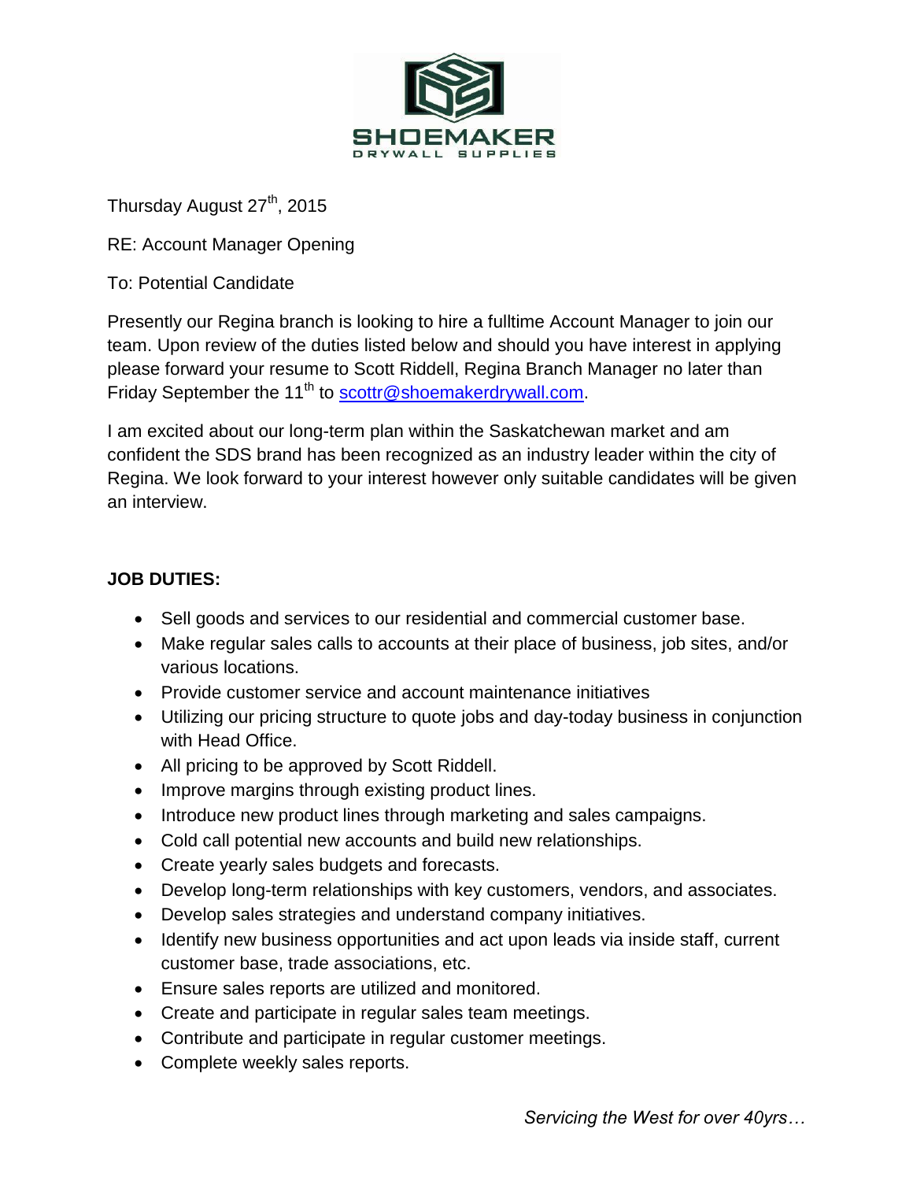SHOEMAKER

DRYWALL SUPPLIES

Thursday August 27th, 2015

RE: Account Manager Opening

To: Potential Candidate

Presently our Regina branch is looking to hire a fulltime Account Manager to join our team. Upon review of the duties listed below and should you have interest in applying please forward your resume to Scott Riddell, Regina Branch Manager no later than Friday September the 11th to scottr@shoemakerdrywall.com.

I am excited about our long-term plan within the Saskatchewan market and am confident the SDS brand has been recognized as an industry leader within the city of Regina. We look forward to your interest however only suitable candidates will be given an interview.

**JOB DUTIES:**

- Sell goods and services to our residential and commercial customer base.
- Make regular sales calls to accounts at their place of business, job sites, and/or various locations.
- Provide customer service and account maintenance initiatives
- Utilizing our pricing structure to quote jobs and day-today business in conjunction with Head Office.
- All pricing to be approved by Scott Riddell.
- Improve margins through existing product lines.
- Introduce new product lines through marketing and sales campaigns.
- Cold call potential new accounts and build new relationships.
- Create yearly sales budgets and forecasts.
- Develop long-term relationships with key customers, vendors, and associates.
- Develop sales strategies and understand company initiatives.
- Identify new business opportunities and act upon leads via inside staff, current customer base, trade associations, etc.
- Ensure sales reports are utilized and monitored.
- Create and participate in regular sales team meetings.
- Contribute and participate in regular customer meetings.
- Complete weekly sales reports.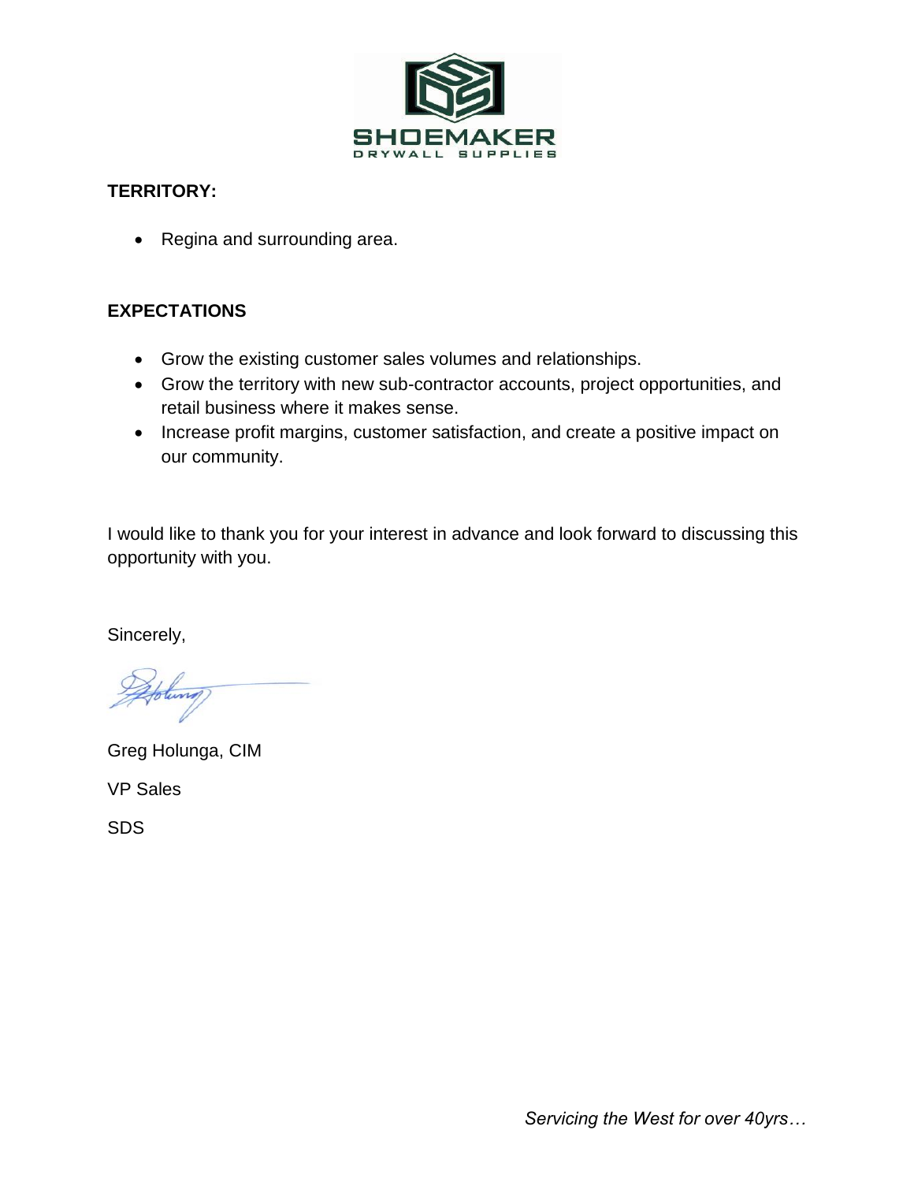**TERRITORY:**

- Regina and surrounding area.

**EXPECTATIONS**

- Grow the existing customer sales volumes and relationships.
- Grow the territory with new sub-contractor accounts, project opportunities, and retail business where it makes sense.
- Increase profit margins, customer satisfaction, and create a positive impact on our community.

I would like to thank you for your interest in advance and look forward to discussing this opportunity with you.

Sincerely,

Greg Holunga, CIM

VP Sales

SDS

*Servicing the West for over 40yrs…*